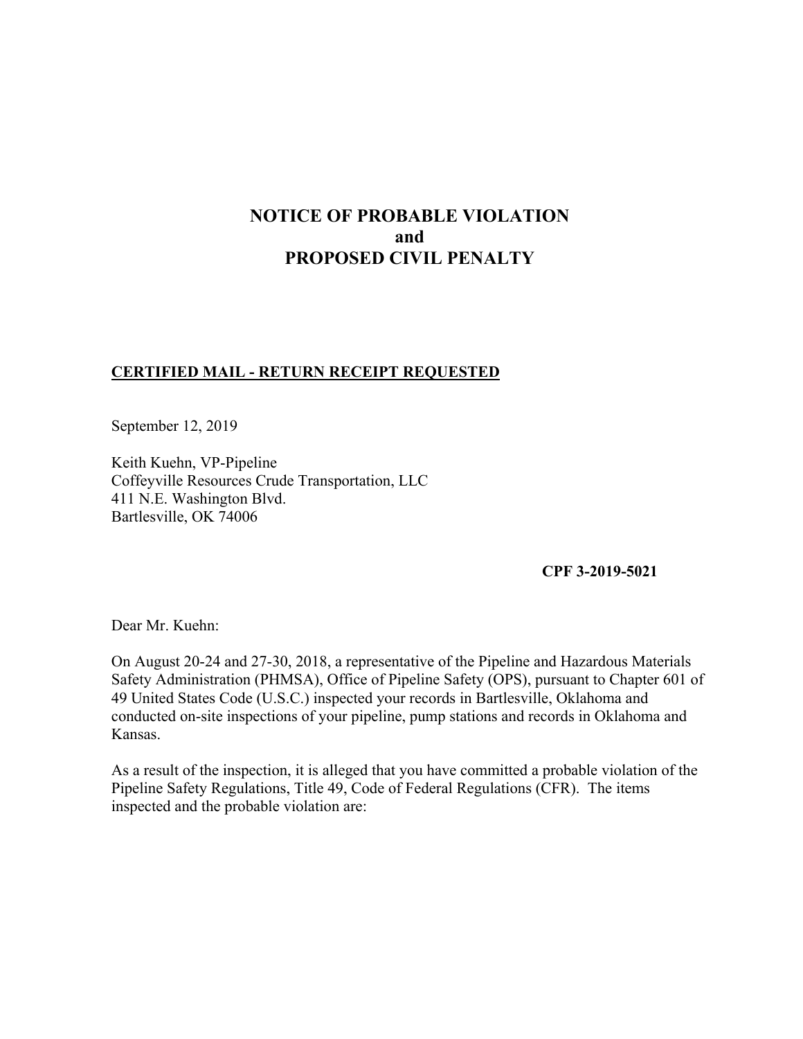# NOTICE OF PROBABLE VIOLATION
# and
# PROPOSED CIVIL PENALTY

**CERTIFIED MAIL - RETURN RECEIPT REQUESTED**

September 12, 2019

Keith Kuehn, VP-Pipeline
Coffeyville Resources Crude Transportation, LLC
411 N.E. Washington Blvd.
Bartlesville, OK 74006

**CPF 3-2019-5021**

Dear Mr. Kuehn:

On August 20-24 and 27-30, 2018, a representative of the Pipeline and Hazardous Materials Safety Administration (PHMSA), Office of Pipeline Safety (OPS), pursuant to Chapter 601 of 49 United States Code (U.S.C.) inspected your records in Bartlesville, Oklahoma and conducted on-site inspections of your pipeline, pump stations and records in Oklahoma and Kansas.

As a result of the inspection, it is alleged that you have committed a probable violation of the Pipeline Safety Regulations, Title 49, Code of Federal Regulations (CFR). The items inspected and the probable violation are: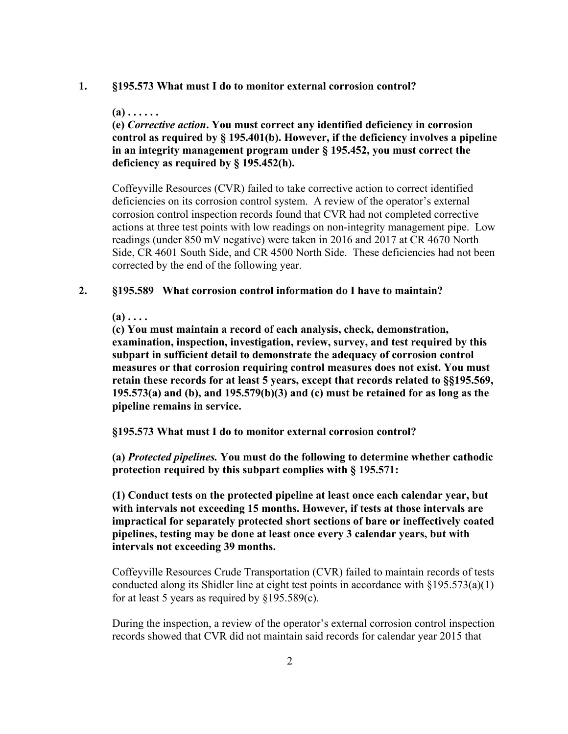1. **§195.573 What must I do to monitor external corrosion control?**

   **(a) . . . . . .**
   **(e) *Corrective action*. You must correct any identified deficiency in corrosion control as required by § 195.401(b). However, if the deficiency involves a pipeline in an integrity management program under § 195.452, you must correct the deficiency as required by § 195.452(h).**

   Coffeyville Resources (CVR) failed to take corrective action to correct identified deficiencies on its corrosion control system. A review of the operator's external corrosion control inspection records found that CVR had not completed corrective actions at three test points with low readings on non-integrity management pipe. Low readings (under 850 mV negative) were taken in 2016 and 2017 at CR 4670 North Side, CR 4601 South Side, and CR 4500 North Side. These deficiencies had not been corrected by the end of the following year.

2. **§195.589 What corrosion control information do I have to maintain?**

   **(a) . . . .**
   **(c) You must maintain a record of each analysis, check, demonstration, examination, inspection, investigation, review, survey, and test required by this subpart in sufficient detail to demonstrate the adequacy of corrosion control measures or that corrosion requiring control measures does not exist. You must retain these records for at least 5 years, except that records related to §§195.569, 195.573(a) and (b), and 195.579(b)(3) and (c) must be retained for as long as the pipeline remains in service.**

   **§195.573 What must I do to monitor external corrosion control?**

   **(a) *Protected pipelines.* You must do the following to determine whether cathodic protection required by this subpart complies with § 195.571:**

   **(1) Conduct tests on the protected pipeline at least once each calendar year, but with intervals not exceeding 15 months. However, if tests at those intervals are impractical for separately protected short sections of bare or ineffectively coated pipelines, testing may be done at least once every 3 calendar years, but with intervals not exceeding 39 months.**

   Coffeyville Resources Crude Transportation (CVR) failed to maintain records of tests conducted along its Shidler line at eight test points in accordance with §195.573(a)(1) for at least 5 years as required by §195.589(c).

   During the inspection, a review of the operator's external corrosion control inspection records showed that CVR did not maintain said records for calendar year 2015 that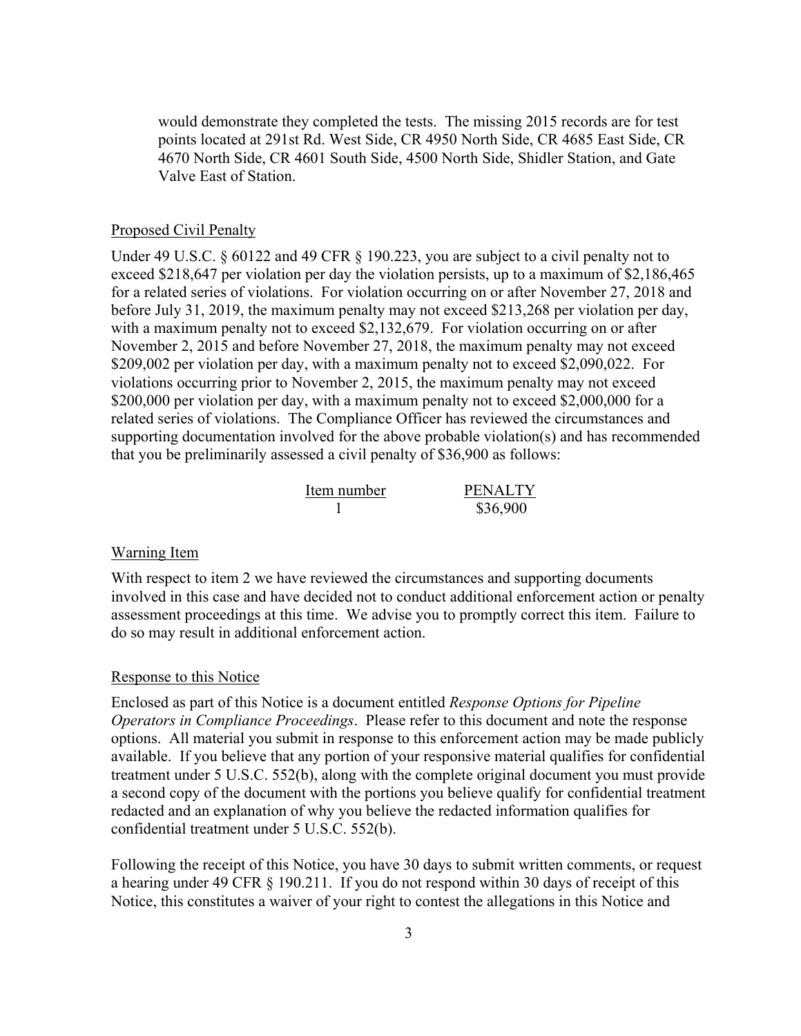would demonstrate they completed the tests. The missing 2015 records are for test points located at 291st Rd. West Side, CR 4950 North Side, CR 4685 East Side, CR 4670 North Side, CR 4601 South Side, 4500 North Side, Shidler Station, and Gate Valve East of Station.

## Proposed Civil Penalty

Under 49 U.S.C. § 60122 and 49 CFR § 190.223, you are subject to a civil penalty not to exceed $218,647 per violation per day the violation persists, up to a maximum of $2,186,465 for a related series of violations. For violation occurring on or after November 27, 2018 and before July 31, 2019, the maximum penalty may not exceed $213,268 per violation per day, with a maximum penalty not to exceed $2,132,679. For violation occurring on or after November 2, 2015 and before November 27, 2018, the maximum penalty may not exceed $209,002 per violation per day, with a maximum penalty not to exceed $2,090,022. For violations occurring prior to November 2, 2015, the maximum penalty may not exceed $200,000 per violation per day, with a maximum penalty not to exceed $2,000,000 for a related series of violations. The Compliance Officer has reviewed the circumstances and supporting documentation involved for the above probable violation(s) and has recommended that you be preliminarily assessed a civil penalty of $36,900 as follows:

| Item number | PENALTY |
|---|---|
| 1 | $36,900 |

## Warning Item

With respect to item 2 we have reviewed the circumstances and supporting documents involved in this case and have decided not to conduct additional enforcement action or penalty assessment proceedings at this time. We advise you to promptly correct this item. Failure to do so may result in additional enforcement action.

## Response to this Notice

Enclosed as part of this Notice is a document entitled *Response Options for Pipeline Operators in Compliance Proceedings*. Please refer to this document and note the response options. All material you submit in response to this enforcement action may be made publicly available. If you believe that any portion of your responsive material qualifies for confidential treatment under 5 U.S.C. 552(b), along with the complete original document you must provide a second copy of the document with the portions you believe qualify for confidential treatment redacted and an explanation of why you believe the redacted information qualifies for confidential treatment under 5 U.S.C. 552(b).

Following the receipt of this Notice, you have 30 days to submit written comments, or request a hearing under 49 CFR § 190.211. If you do not respond within 30 days of receipt of this Notice, this constitutes a waiver of your right to contest the allegations in this Notice and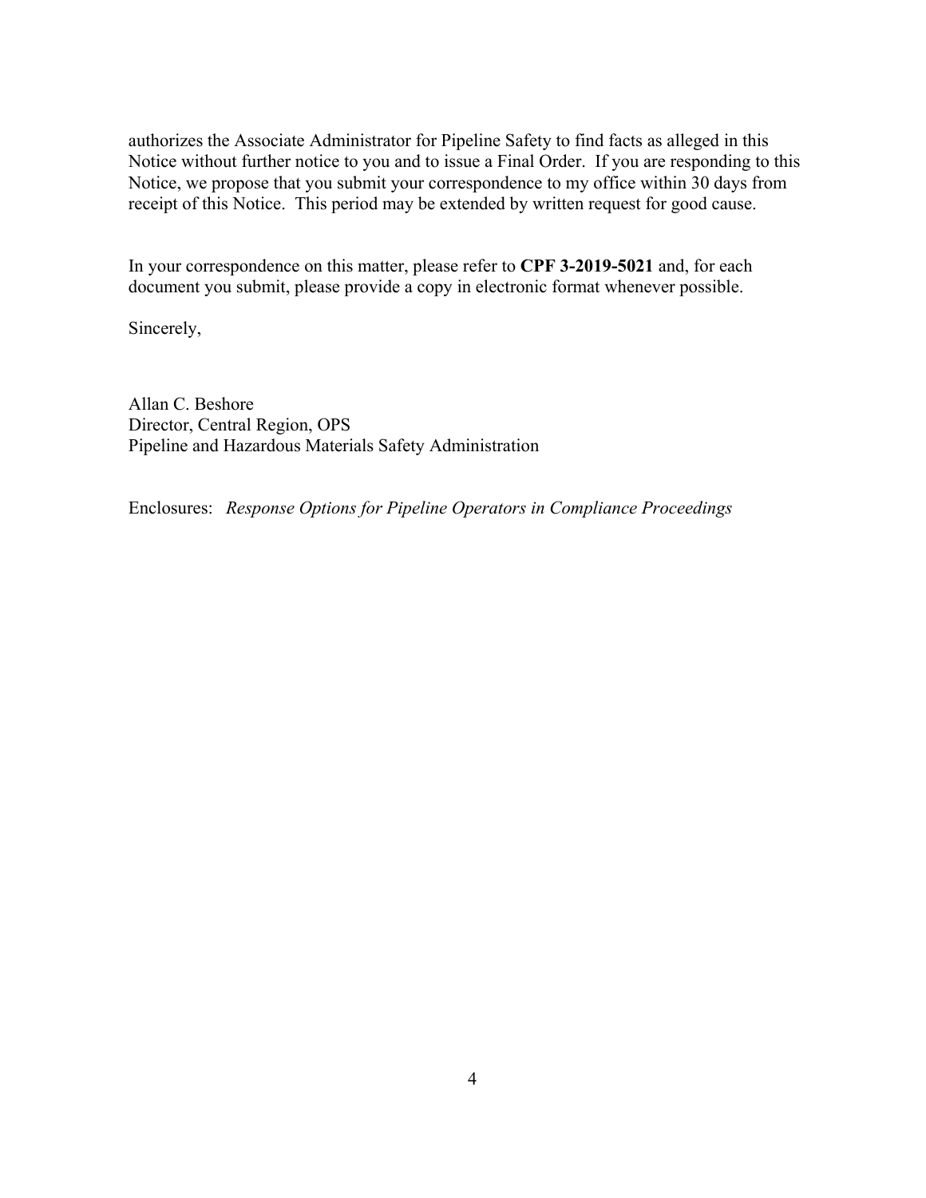authorizes the Associate Administrator for Pipeline Safety to find facts as alleged in this Notice without further notice to you and to issue a Final Order. If you are responding to this Notice, we propose that you submit your correspondence to my office within 30 days from receipt of this Notice. This period may be extended by written request for good cause.

In your correspondence on this matter, please refer to **CPF 3-2019-5021** and, for each document you submit, please provide a copy in electronic format whenever possible.

Sincerely,

Allan C. Beshore
Director, Central Region, OPS
Pipeline and Hazardous Materials Safety Administration

Enclosures: *Response Options for Pipeline Operators in Compliance Proceedings*